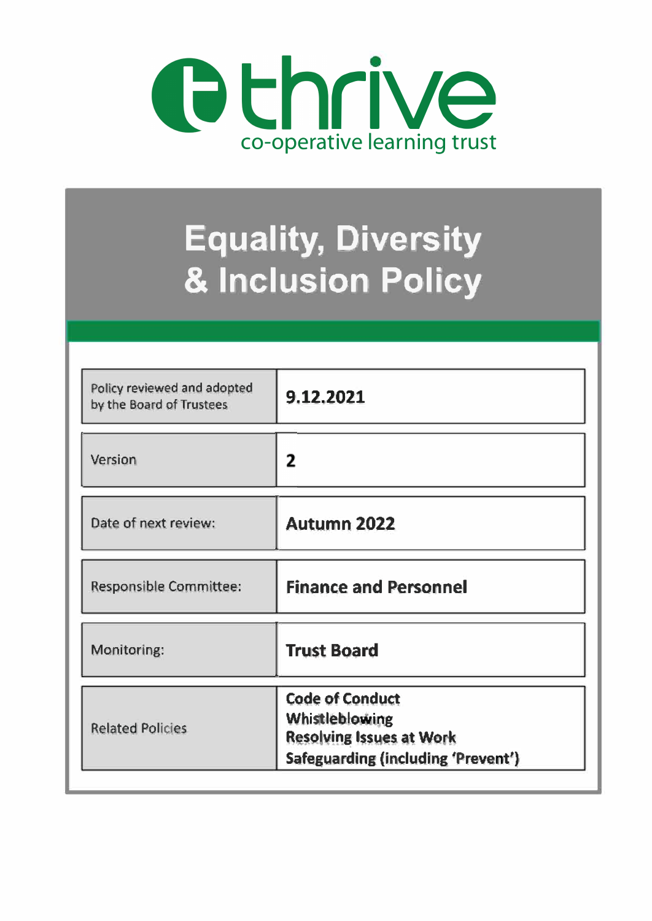thrive

co-operative learning trust

# Equality, Diversity & Inclusion Policy

| | |
|---|---|
| Policy reviewed and adopted by the Board of Trustees | **9.12.2021** |
| Version | **2** |
| Date of next review: | **Autumn 2022** |
| Responsible Committee: | **Finance and Personnel** |
| Monitoring: | **Trust Board** |
| Related Policies | **Code of Conduct**<br>**Whistleblowing**<br>**Resolving Issues at Work**<br>**Safeguarding (including 'Prevent')** |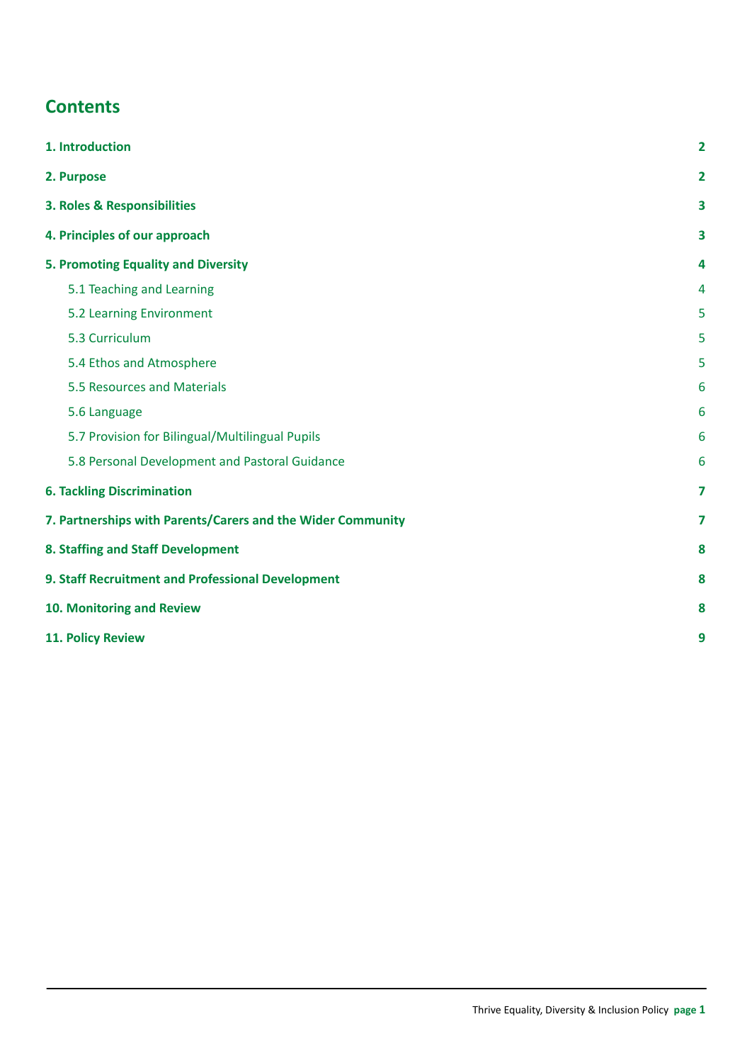## Contents

| | |
|---|---|
| **1. Introduction** | **2** |
| **2. Purpose** | **2** |
| **3. Roles & Responsibilities** | **3** |
| **4. Principles of our approach** | **3** |
| **5. Promoting Equality and Diversity** | **4** |
| 5.1 Teaching and Learning | 4 |
| 5.2 Learning Environment | 5 |
| 5.3 Curriculum | 5 |
| 5.4 Ethos and Atmosphere | 5 |
| 5.5 Resources and Materials | 6 |
| 5.6 Language | 6 |
| 5.7 Provision for Bilingual/Multilingual Pupils | 6 |
| 5.8 Personal Development and Pastoral Guidance | 6 |
| **6. Tackling Discrimination** | **7** |
| **7. Partnerships with Parents/Carers and the Wider Community** | **7** |
| **8. Staffing and Staff Development** | **8** |
| **9. Staff Recruitment and Professional Development** | **8** |
| **10. Monitoring and Review** | **8** |
| **11. Policy Review** | **9** |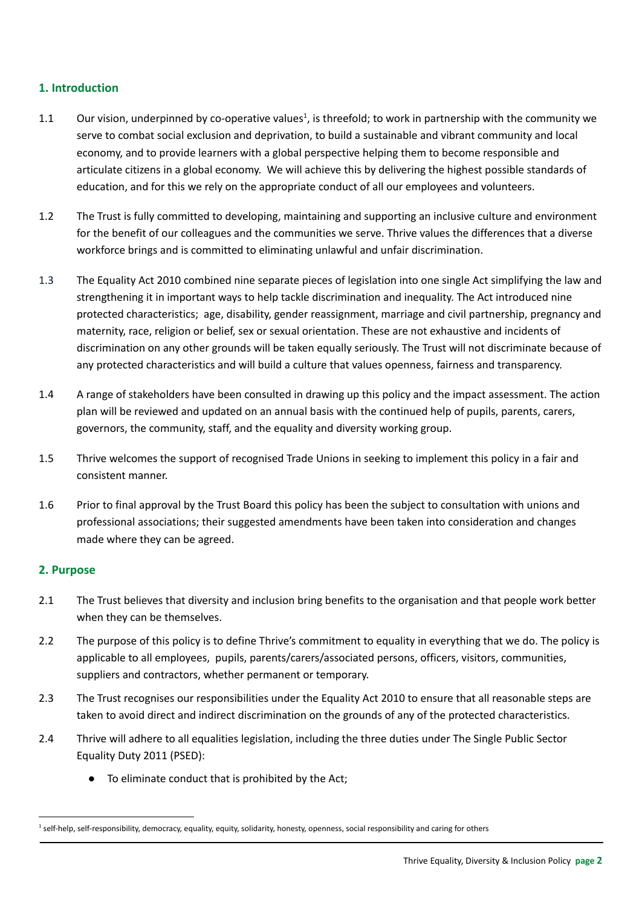## 1. Introduction

1.1 Our vision, underpinned by co-operative values[1], is threefold; to work in partnership with the community we serve to combat social exclusion and deprivation, to build a sustainable and vibrant community and local economy, and to provide learners with a global perspective helping them to become responsible and articulate citizens in a global economy. We will achieve this by delivering the highest possible standards of education, and for this we rely on the appropriate conduct of all our employees and volunteers.

1.2 The Trust is fully committed to developing, maintaining and supporting an inclusive culture and environment for the benefit of our colleagues and the communities we serve. Thrive values the differences that a diverse workforce brings and is committed to eliminating unlawful and unfair discrimination.

1.3 The Equality Act 2010 combined nine separate pieces of legislation into one single Act simplifying the law and strengthening it in important ways to help tackle discrimination and inequality. The Act introduced nine protected characteristics; age, disability, gender reassignment, marriage and civil partnership, pregnancy and maternity, race, religion or belief, sex or sexual orientation. These are not exhaustive and incidents of discrimination on any other grounds will be taken equally seriously. The Trust will not discriminate because of any protected characteristics and will build a culture that values openness, fairness and transparency.

1.4 A range of stakeholders have been consulted in drawing up this policy and the impact assessment. The action plan will be reviewed and updated on an annual basis with the continued help of pupils, parents, carers, governors, the community, staff, and the equality and diversity working group.

1.5 Thrive welcomes the support of recognised Trade Unions in seeking to implement this policy in a fair and consistent manner.

1.6 Prior to final approval by the Trust Board this policy has been the subject to consultation with unions and professional associations; their suggested amendments have been taken into consideration and changes made where they can be agreed.

## 2. Purpose

2.1 The Trust believes that diversity and inclusion bring benefits to the organisation and that people work better when they can be themselves.

2.2 The purpose of this policy is to define Thrive's commitment to equality in everything that we do. The policy is applicable to all employees, pupils, parents/carers/associated persons, officers, visitors, communities, suppliers and contractors, whether permanent or temporary.

2.3 The Trust recognises our responsibilities under the Equality Act 2010 to ensure that all reasonable steps are taken to avoid direct and indirect discrimination on the grounds of any of the protected characteristics.

2.4 Thrive will adhere to all equalities legislation, including the three duties under The Single Public Sector Equality Duty 2011 (PSED):

- To eliminate conduct that is prohibited by the Act;

[1] self-help, self-responsibility, democracy, equality, equity, solidarity, honesty, openness, social responsibility and caring for others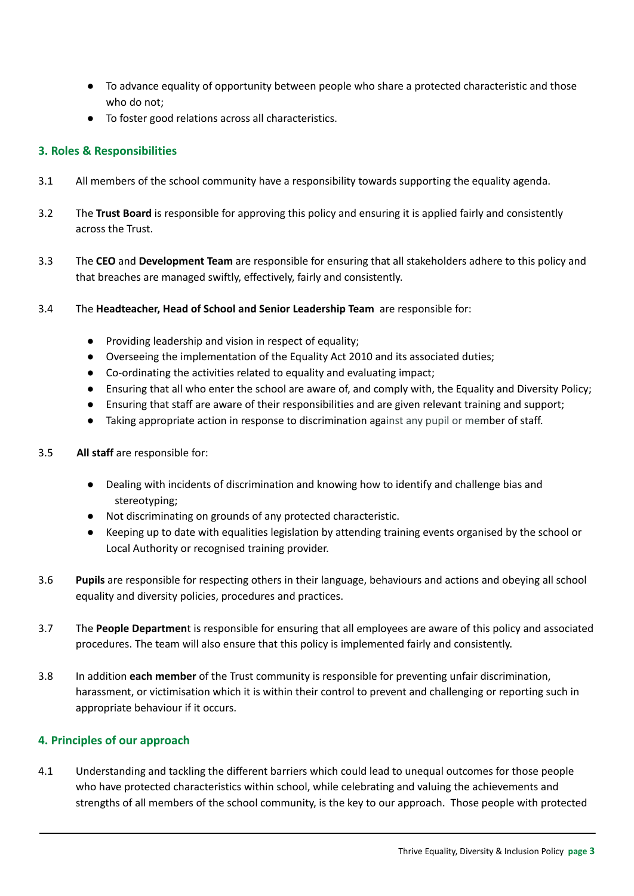- To advance equality of opportunity between people who share a protected characteristic and those who do not;
- To foster good relations across all characteristics.

## 3. Roles & Responsibilities

3.1 All members of the school community have a responsibility towards supporting the equality agenda.

3.2 The **Trust Board** is responsible for approving this policy and ensuring it is applied fairly and consistently across the Trust.

3.3 The **CEO** and **Development Team** are responsible for ensuring that all stakeholders adhere to this policy and that breaches are managed swiftly, effectively, fairly and consistently.

3.4 The **Headteacher, Head of School and Senior Leadership Team** are responsible for:

- Providing leadership and vision in respect of equality;
- Overseeing the implementation of the Equality Act 2010 and its associated duties;
- Co-ordinating the activities related to equality and evaluating impact;
- Ensuring that all who enter the school are aware of, and comply with, the Equality and Diversity Policy;
- Ensuring that staff are aware of their responsibilities and are given relevant training and support;
- Taking appropriate action in response to discrimination against any pupil or member of staff.

3.5 **All staff** are responsible for:

- Dealing with incidents of discrimination and knowing how to identify and challenge bias and stereotyping;
- Not discriminating on grounds of any protected characteristic.
- Keeping up to date with equalities legislation by attending training events organised by the school or Local Authority or recognised training provider.

3.6 **Pupils** are responsible for respecting others in their language, behaviours and actions and obeying all school equality and diversity policies, procedures and practices.

3.7 The **People Departmen**t is responsible for ensuring that all employees are aware of this policy and associated procedures. The team will also ensure that this policy is implemented fairly and consistently.

3.8 In addition **each member** of the Trust community is responsible for preventing unfair discrimination, harassment, or victimisation which it is within their control to prevent and challenging or reporting such in appropriate behaviour if it occurs.

## 4. Principles of our approach

4.1 Understanding and tackling the different barriers which could lead to unequal outcomes for those people who have protected characteristics within school, while celebrating and valuing the achievements and strengths of all members of the school community, is the key to our approach. Those people with protected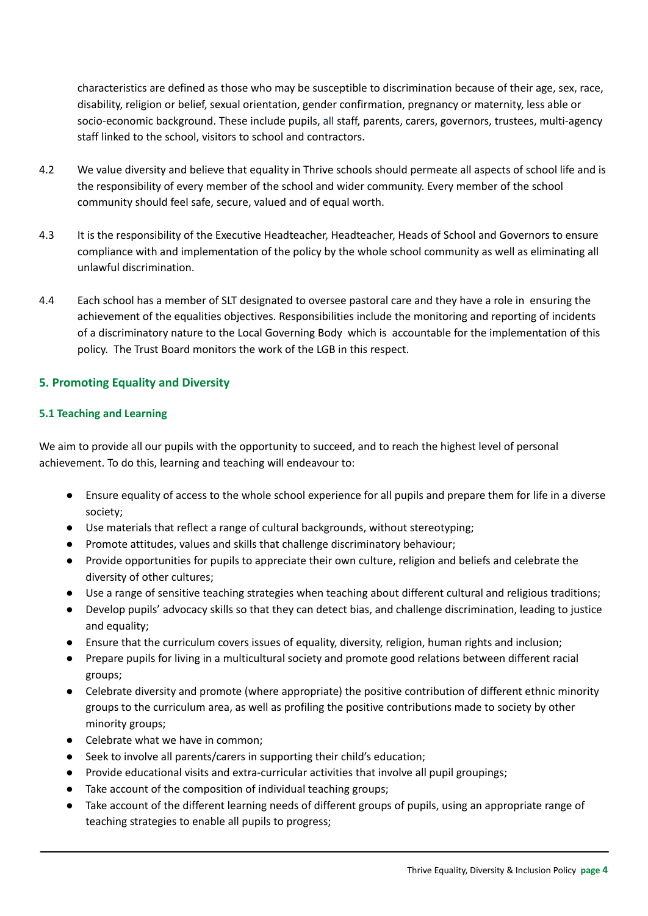characteristics are defined as those who may be susceptible to discrimination because of their age, sex, race, disability, religion or belief, sexual orientation, gender confirmation, pregnancy or maternity, less able or socio-economic background. These include pupils, all staff, parents, carers, governors, trustees, multi-agency staff linked to the school, visitors to school and contractors.

4.2 We value diversity and believe that equality in Thrive schools should permeate all aspects of school life and is the responsibility of every member of the school and wider community. Every member of the school community should feel safe, secure, valued and of equal worth.

4.3 It is the responsibility of the Executive Headteacher, Headteacher, Heads of School and Governors to ensure compliance with and implementation of the policy by the whole school community as well as eliminating all unlawful discrimination.

4.4 Each school has a member of SLT designated to oversee pastoral care and they have a role in ensuring the achievement of the equalities objectives. Responsibilities include the monitoring and reporting of incidents of a discriminatory nature to the Local Governing Body which is accountable for the implementation of this policy. The Trust Board monitors the work of the LGB in this respect.

## 5. Promoting Equality and Diversity

### 5.1 Teaching and Learning

We aim to provide all our pupils with the opportunity to succeed, and to reach the highest level of personal achievement. To do this, learning and teaching will endeavour to:

- Ensure equality of access to the whole school experience for all pupils and prepare them for life in a diverse society;
- Use materials that reflect a range of cultural backgrounds, without stereotyping;
- Promote attitudes, values and skills that challenge discriminatory behaviour;
- Provide opportunities for pupils to appreciate their own culture, religion and beliefs and celebrate the diversity of other cultures;
- Use a range of sensitive teaching strategies when teaching about different cultural and religious traditions;
- Develop pupils' advocacy skills so that they can detect bias, and challenge discrimination, leading to justice and equality;
- Ensure that the curriculum covers issues of equality, diversity, religion, human rights and inclusion;
- Prepare pupils for living in a multicultural society and promote good relations between different racial groups;
- Celebrate diversity and promote (where appropriate) the positive contribution of different ethnic minority groups to the curriculum area, as well as profiling the positive contributions made to society by other minority groups;
- Celebrate what we have in common;
- Seek to involve all parents/carers in supporting their child's education;
- Provide educational visits and extra-curricular activities that involve all pupil groupings;
- Take account of the composition of individual teaching groups;
- Take account of the different learning needs of different groups of pupils, using an appropriate range of teaching strategies to enable all pupils to progress;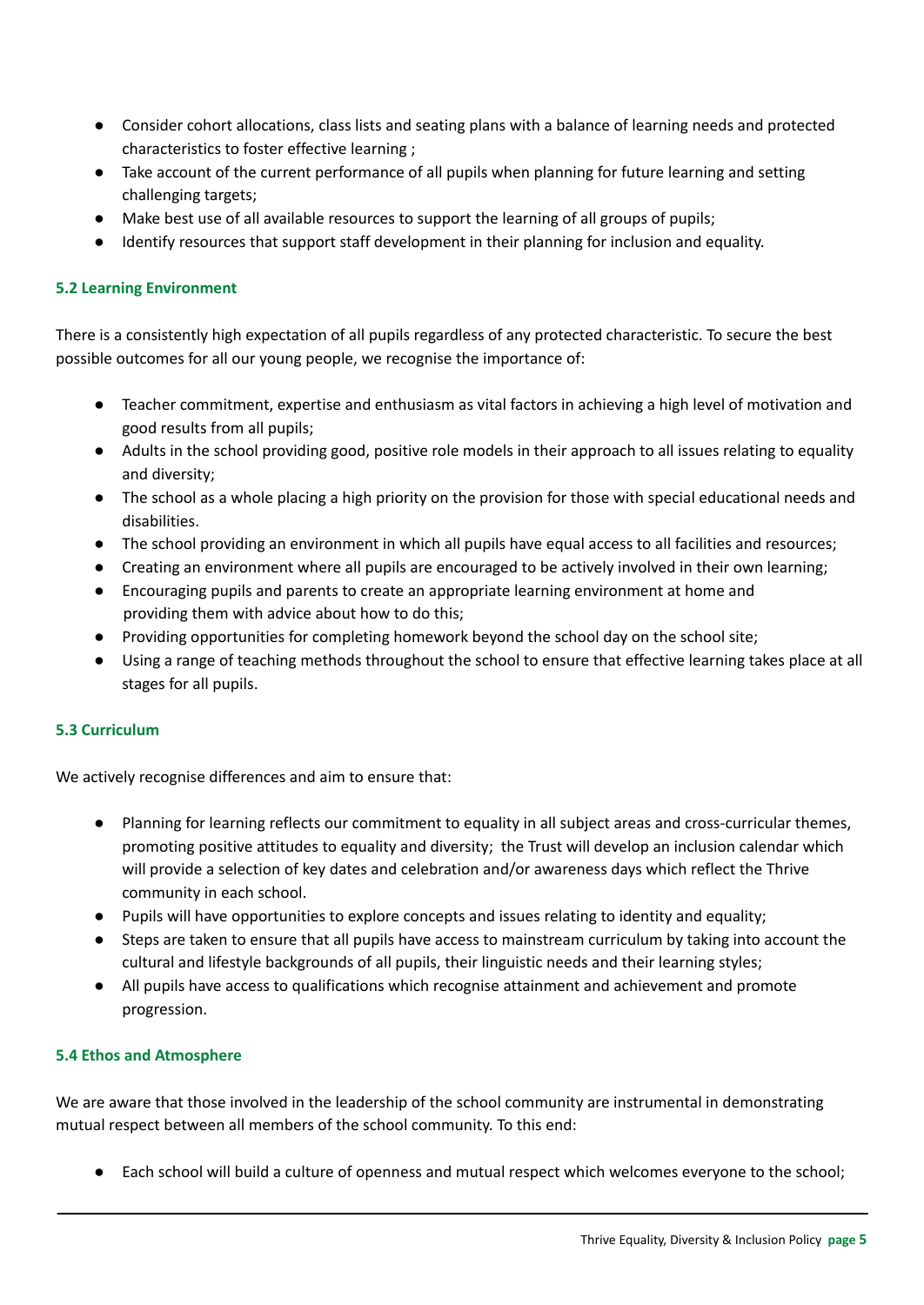- Consider cohort allocations, class lists and seating plans with a balance of learning needs and protected characteristics to foster effective learning ;
- Take account of the current performance of all pupils when planning for future learning and setting challenging targets;
- Make best use of all available resources to support the learning of all groups of pupils;
- Identify resources that support staff development in their planning for inclusion and equality.

### 5.2 Learning Environment

There is a consistently high expectation of all pupils regardless of any protected characteristic. To secure the best possible outcomes for all our young people, we recognise the importance of:

- Teacher commitment, expertise and enthusiasm as vital factors in achieving a high level of motivation and good results from all pupils;
- Adults in the school providing good, positive role models in their approach to all issues relating to equality and diversity;
- The school as a whole placing a high priority on the provision for those with special educational needs and disabilities.
- The school providing an environment in which all pupils have equal access to all facilities and resources;
- Creating an environment where all pupils are encouraged to be actively involved in their own learning;
- Encouraging pupils and parents to create an appropriate learning environment at home and providing them with advice about how to do this;
- Providing opportunities for completing homework beyond the school day on the school site;
- Using a range of teaching methods throughout the school to ensure that effective learning takes place at all stages for all pupils.

### 5.3 Curriculum

We actively recognise differences and aim to ensure that:

- Planning for learning reflects our commitment to equality in all subject areas and cross-curricular themes, promoting positive attitudes to equality and diversity; the Trust will develop an inclusion calendar which will provide a selection of key dates and celebration and/or awareness days which reflect the Thrive community in each school.
- Pupils will have opportunities to explore concepts and issues relating to identity and equality;
- Steps are taken to ensure that all pupils have access to mainstream curriculum by taking into account the cultural and lifestyle backgrounds of all pupils, their linguistic needs and their learning styles;
- All pupils have access to qualifications which recognise attainment and achievement and promote progression.

### 5.4 Ethos and Atmosphere

We are aware that those involved in the leadership of the school community are instrumental in demonstrating mutual respect between all members of the school community. To this end:

- Each school will build a culture of openness and mutual respect which welcomes everyone to the school;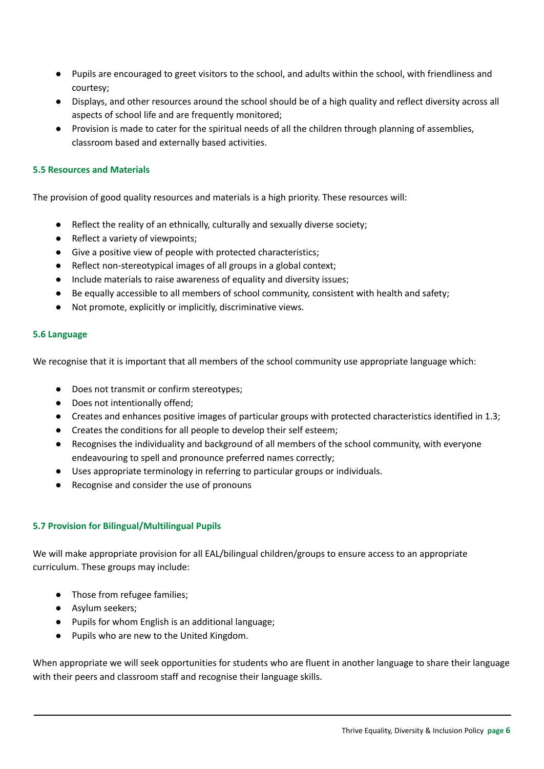- Pupils are encouraged to greet visitors to the school, and adults within the school, with friendliness and courtesy;
- Displays, and other resources around the school should be of a high quality and reflect diversity across all aspects of school life and are frequently monitored;
- Provision is made to cater for the spiritual needs of all the children through planning of assemblies, classroom based and externally based activities.

### 5.5 Resources and Materials

The provision of good quality resources and materials is a high priority. These resources will:

- Reflect the reality of an ethnically, culturally and sexually diverse society;
- Reflect a variety of viewpoints;
- Give a positive view of people with protected characteristics;
- Reflect non-stereotypical images of all groups in a global context;
- Include materials to raise awareness of equality and diversity issues;
- Be equally accessible to all members of school community, consistent with health and safety;
- Not promote, explicitly or implicitly, discriminative views.

### 5.6 Language

We recognise that it is important that all members of the school community use appropriate language which:

- Does not transmit or confirm stereotypes;
- Does not intentionally offend;
- Creates and enhances positive images of particular groups with protected characteristics identified in 1.3;
- Creates the conditions for all people to develop their self esteem;
- Recognises the individuality and background of all members of the school community, with everyone endeavouring to spell and pronounce preferred names correctly;
- Uses appropriate terminology in referring to particular groups or individuals.
- Recognise and consider the use of pronouns

### 5.7 Provision for Bilingual/Multilingual Pupils

We will make appropriate provision for all EAL/bilingual children/groups to ensure access to an appropriate curriculum. These groups may include:

- Those from refugee families;
- Asylum seekers;
- Pupils for whom English is an additional language;
- Pupils who are new to the United Kingdom.

When appropriate we will seek opportunities for students who are fluent in another language to share their language with their peers and classroom staff and recognise their language skills.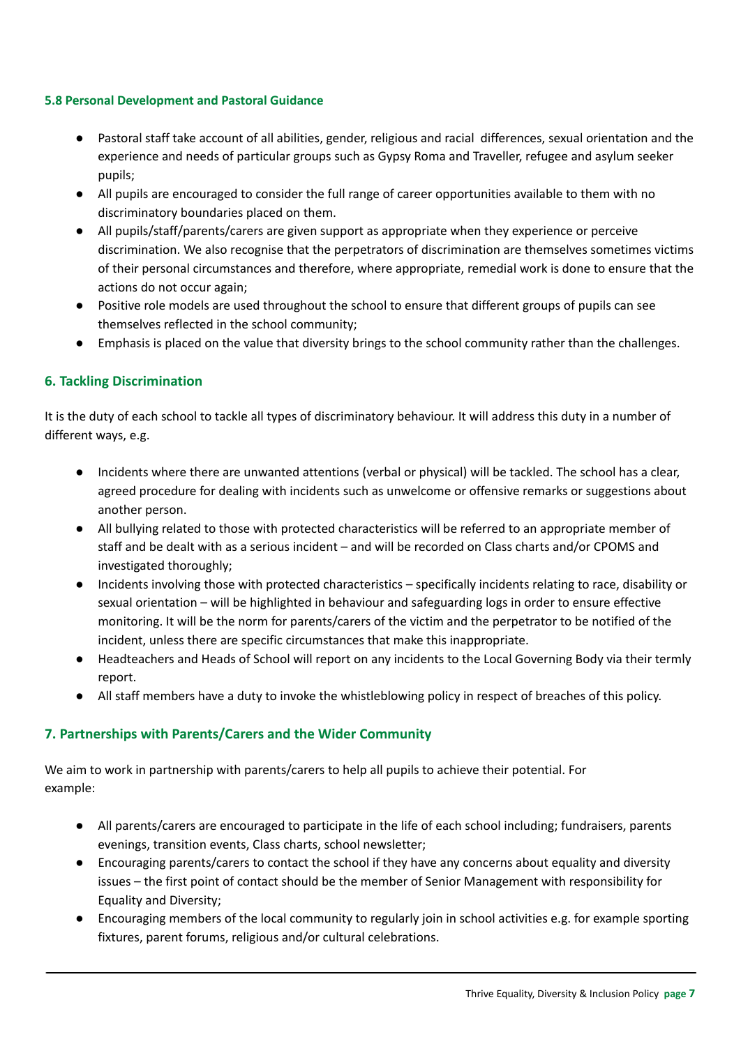#### 5.8 Personal Development and Pastoral Guidance

- Pastoral staff take account of all abilities, gender, religious and racial differences, sexual orientation and the experience and needs of particular groups such as Gypsy Roma and Traveller, refugee and asylum seeker pupils;
- All pupils are encouraged to consider the full range of career opportunities available to them with no discriminatory boundaries placed on them.
- All pupils/staff/parents/carers are given support as appropriate when they experience or perceive discrimination. We also recognise that the perpetrators of discrimination are themselves sometimes victims of their personal circumstances and therefore, where appropriate, remedial work is done to ensure that the actions do not occur again;
- Positive role models are used throughout the school to ensure that different groups of pupils can see themselves reflected in the school community;
- Emphasis is placed on the value that diversity brings to the school community rather than the challenges.

### 6. Tackling Discrimination

It is the duty of each school to tackle all types of discriminatory behaviour. It will address this duty in a number of different ways, e.g.

- Incidents where there are unwanted attentions (verbal or physical) will be tackled. The school has a clear, agreed procedure for dealing with incidents such as unwelcome or offensive remarks or suggestions about another person.
- All bullying related to those with protected characteristics will be referred to an appropriate member of staff and be dealt with as a serious incident – and will be recorded on Class charts and/or CPOMS and investigated thoroughly;
- Incidents involving those with protected characteristics – specifically incidents relating to race, disability or sexual orientation – will be highlighted in behaviour and safeguarding logs in order to ensure effective monitoring. It will be the norm for parents/carers of the victim and the perpetrator to be notified of the incident, unless there are specific circumstances that make this inappropriate.
- Headteachers and Heads of School will report on any incidents to the Local Governing Body via their termly report.
- All staff members have a duty to invoke the whistleblowing policy in respect of breaches of this policy.

### 7. Partnerships with Parents/Carers and the Wider Community

We aim to work in partnership with parents/carers to help all pupils to achieve their potential. For example:

- All parents/carers are encouraged to participate in the life of each school including; fundraisers, parents evenings, transition events, Class charts, school newsletter;
- Encouraging parents/carers to contact the school if they have any concerns about equality and diversity issues – the first point of contact should be the member of Senior Management with responsibility for Equality and Diversity;
- Encouraging members of the local community to regularly join in school activities e.g. for example sporting fixtures, parent forums, religious and/or cultural celebrations.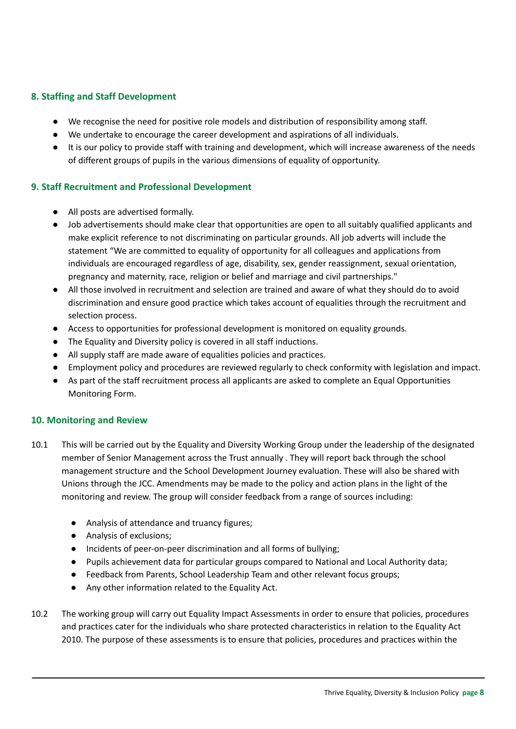## 8. Staffing and Staff Development

- We recognise the need for positive role models and distribution of responsibility among staff.
- We undertake to encourage the career development and aspirations of all individuals.
- It is our policy to provide staff with training and development, which will increase awareness of the needs of different groups of pupils in the various dimensions of equality of opportunity.

## 9. Staff Recruitment and Professional Development

- All posts are advertised formally.
- Job advertisements should make clear that opportunities are open to all suitably qualified applicants and make explicit reference to not discriminating on particular grounds. All job adverts will include the statement "We are committed to equality of opportunity for all colleagues and applications from individuals are encouraged regardless of age, disability, sex, gender reassignment, sexual orientation, pregnancy and maternity, race, religion or belief and marriage and civil partnerships."
- All those involved in recruitment and selection are trained and aware of what they should do to avoid discrimination and ensure good practice which takes account of equalities through the recruitment and selection process.
- Access to opportunities for professional development is monitored on equality grounds.
- The Equality and Diversity policy is covered in all staff inductions.
- All supply staff are made aware of equalities policies and practices.
- Employment policy and procedures are reviewed regularly to check conformity with legislation and impact.
- As part of the staff recruitment process all applicants are asked to complete an Equal Opportunities Monitoring Form.

## 10. Monitoring and Review

10.1 This will be carried out by the Equality and Diversity Working Group under the leadership of the designated member of Senior Management across the Trust annually . They will report back through the school management structure and the School Development Journey evaluation. These will also be shared with Unions through the JCC. Amendments may be made to the policy and action plans in the light of the monitoring and review. The group will consider feedback from a range of sources including:

- Analysis of attendance and truancy figures;
- Analysis of exclusions;
- Incidents of peer-on-peer discrimination and all forms of bullying;
- Pupils achievement data for particular groups compared to National and Local Authority data;
- Feedback from Parents, School Leadership Team and other relevant focus groups;
- Any other information related to the Equality Act.

10.2 The working group will carry out Equality Impact Assessments in order to ensure that policies, procedures and practices cater for the individuals who share protected characteristics in relation to the Equality Act 2010. The purpose of these assessments is to ensure that policies, procedures and practices within the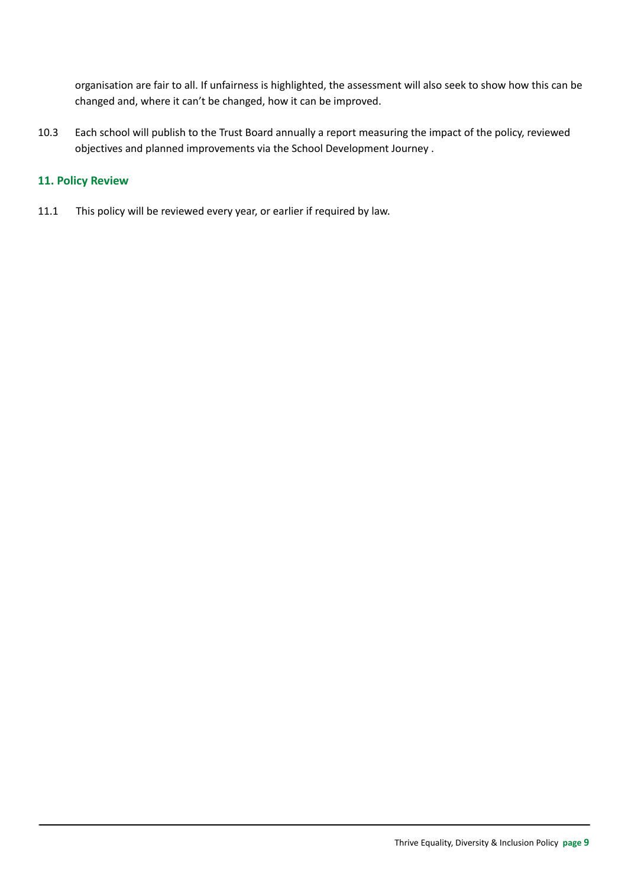organisation are fair to all. If unfairness is highlighted, the assessment will also seek to show how this can be changed and, where it can't be changed, how it can be improved.

10.3 Each school will publish to the Trust Board annually a report measuring the impact of the policy, reviewed objectives and planned improvements via the School Development Journey .

## 11. Policy Review

11.1 This policy will be reviewed every year, or earlier if required by law.